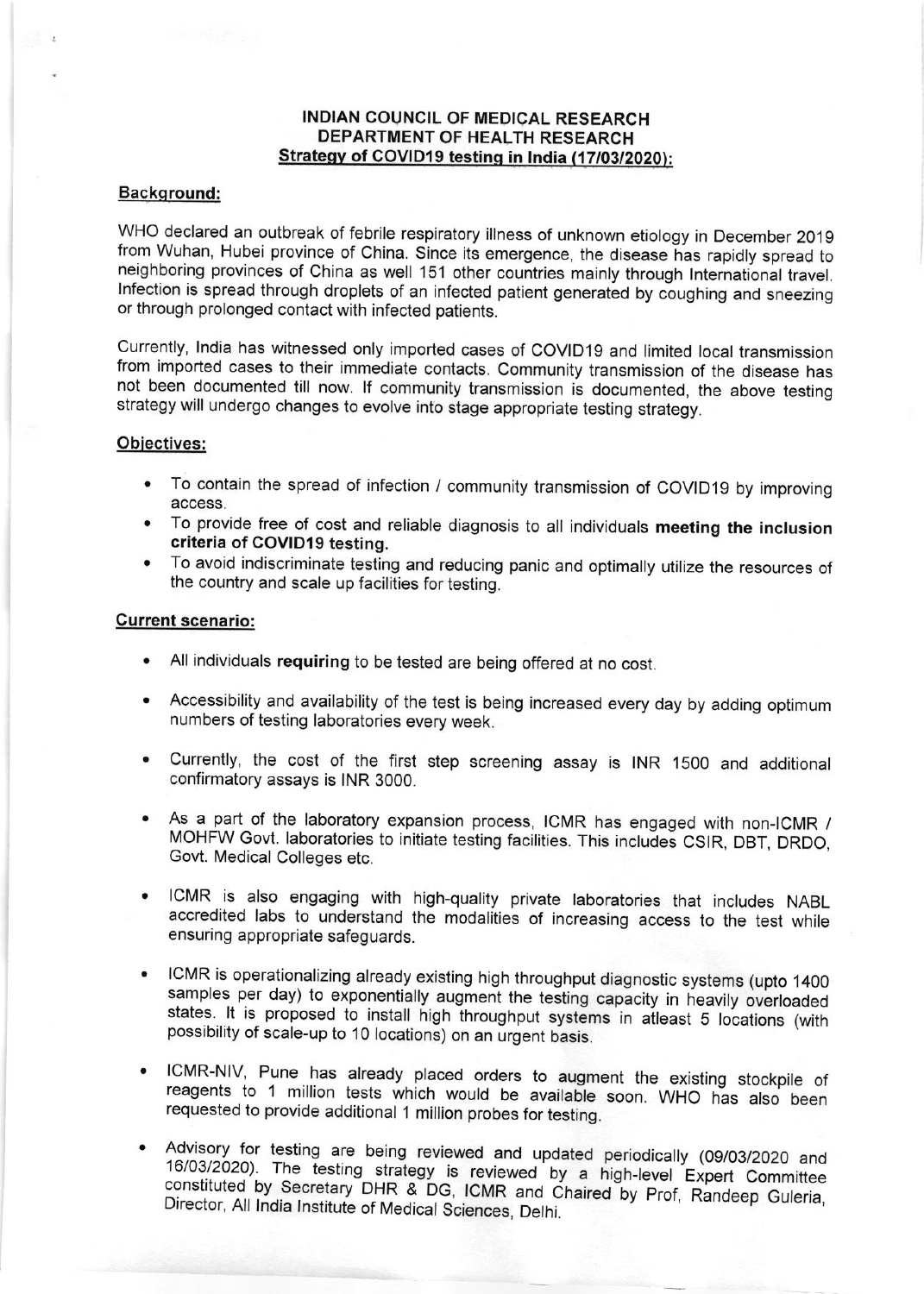**INDIAN COUNCIL OF MEDICAL RESEARCH**
**DEPARTMENT OF HEALTH RESEARCH**
**Strategy of COVID19 testing in India (17/03/2020):**

## Background:

WHO declared an outbreak of febrile respiratory illness of unknown etiology in December 2019 from Wuhan, Hubei province of China. Since its emergence, the disease has rapidly spread to neighboring provinces of China as well 151 other countries mainly through International travel. Infection is spread through droplets of an infected patient generated by coughing and sneezing or through prolonged contact with infected patients.

Currently, India has witnessed only imported cases of COVID19 and limited local transmission from imported cases to their immediate contacts. Community transmission of the disease has not been documented till now. If community transmission is documented, the above testing strategy will undergo changes to evolve into stage appropriate testing strategy.

## Objectives:

- To contain the spread of infection / community transmission of COVID19 by improving access.
- To provide free of cost and reliable diagnosis to all individuals **meeting the inclusion criteria of COVID19 testing.**
- To avoid indiscriminate testing and reducing panic and optimally utilize the resources of the country and scale up facilities for testing.

## Current scenario:

- All individuals **requiring** to be tested are being offered at no cost.
- Accessibility and availability of the test is being increased every day by adding optimum numbers of testing laboratories every week.
- Currently, the cost of the first step screening assay is INR 1500 and additional confirmatory assays is INR 3000.
- As a part of the laboratory expansion process, ICMR has engaged with non-ICMR / MOHFW Govt. laboratories to initiate testing facilities. This includes CSIR, DBT, DRDO, Govt. Medical Colleges etc.
- ICMR is also engaging with high-quality private laboratories that includes NABL accredited labs to understand the modalities of increasing access to the test while ensuring appropriate safeguards.
- ICMR is operationalizing already existing high throughput diagnostic systems (upto 1400 samples per day) to exponentially augment the testing capacity in heavily overloaded states. It is proposed to install high throughput systems in atleast 5 locations (with possibility of scale-up to 10 locations) on an urgent basis.
- ICMR-NIV, Pune has already placed orders to augment the existing stockpile of reagents to 1 million tests which would be available soon. WHO has also been requested to provide additional 1 million probes for testing.
- Advisory for testing are being reviewed and updated periodically (09/03/2020 and 16/03/2020). The testing strategy is reviewed by a high-level Expert Committee constituted by Secretary DHR & DG, ICMR and Chaired by Prof, Randeep Guleria, Director, All India Institute of Medical Sciences, Delhi.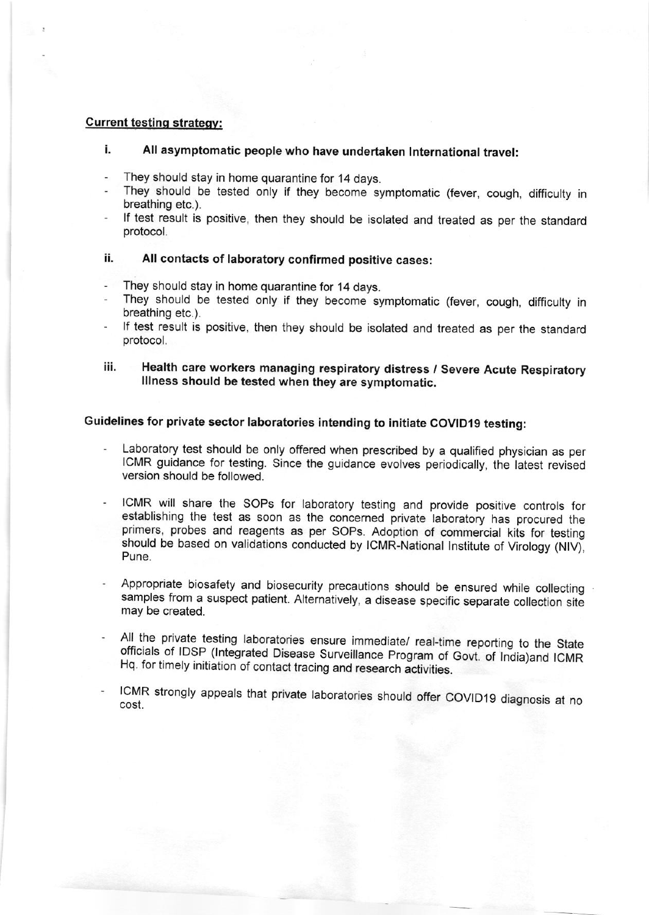**Current testing strategy:**

i. **All asymptomatic people who have undertaken International travel:**

- They should stay in home quarantine for 14 days.
- They should be tested only if they become symptomatic (fever, cough, difficulty in breathing etc.).
- If test result is positive, then they should be isolated and treated as per the standard protocol.

ii. **All contacts of laboratory confirmed positive cases:**

- They should stay in home quarantine for 14 days.
- They should be tested only if they become symptomatic (fever, cough, difficulty in breathing etc.).
- If test result is positive, then they should be isolated and treated as per the standard protocol.

iii. **Health care workers managing respiratory distress / Severe Acute Respiratory Illness should be tested when they are symptomatic.**

**Guidelines for private sector laboratories intending to initiate COVID19 testing:**

- Laboratory test should be only offered when prescribed by a qualified physician as per ICMR guidance for testing. Since the guidance evolves periodically, the latest revised version should be followed.

- ICMR will share the SOPs for laboratory testing and provide positive controls for establishing the test as soon as the concerned private laboratory has procured the primers, probes and reagents as per SOPs. Adoption of commercial kits for testing should be based on validations conducted by ICMR-National Institute of Virology (NIV), Pune.

- Appropriate biosafety and biosecurity precautions should be ensured while collecting samples from a suspect patient. Alternatively, a disease specific separate collection site may be created.

- All the private testing laboratories ensure immediate/ real-time reporting to the State officials of IDSP (Integrated Disease Surveillance Program of Govt. of India)and ICMR Hq. for timely initiation of contact tracing and research activities.

- ICMR strongly appeals that private laboratories should offer COVID19 diagnosis at no cost.